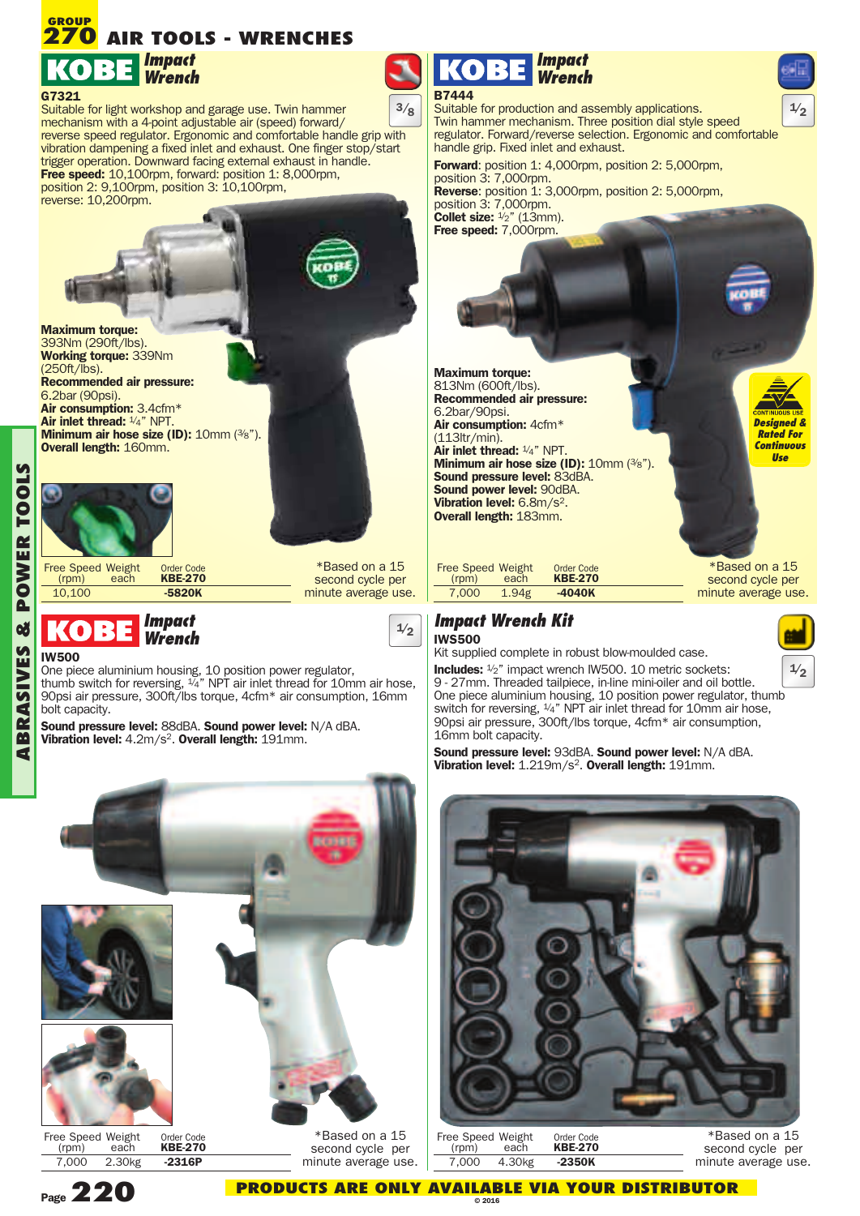## GROUP 270 AIR TOOLS - WRENCHES

### KOBE Impact Wrench

3/8

**G7321**

Suitable for light workshop and garage use. Twin hammer mechanism with a 4-point adjustable air (speed) forward/reverse speed regulator. Ergonomic and comfortable handle grip with vibration dampening a fixed inlet and exhaust. One finger stop/start trigger operation. Downward facing external exhaust in handle.

**Free speed:** 10,100rpm, forward: position 1: 8,000rpm, position 2: 9,100rpm, position 3: 10,100rpm, reverse: 10,200rpm.

**Maximum torque:** 393Nm (290ft/lbs).
**Working torque:** 339Nm (250ft/lbs).
**Recommended air pressure:** 6.2bar (90psi).
**Air consumption:** 3.4cfm*
**Air inlet thread:** 1/4" NPT.
**Minimum air hose size (ID):** 10mm (3/8").
**Overall length:** 160mm.

| Free Speed (rpm) | Weight each | Order Code KBE-270 |
|---|---|---|
| 10,100 | | -5820K |

*Based on a 15 second cycle per minute average use.

### KOBE Impact Wrench

1/2

**B7444**

Suitable for production and assembly applications. Twin hammer mechanism. Three position dial style speed regulator. Forward/reverse selection. Ergonomic and comfortable handle grip. Fixed inlet and exhaust.

**Forward**: position 1: 4,000rpm, position 2: 5,000rpm, position 3: 7,000rpm.
**Reverse**: position 1: 3,000rpm, position 2: 5,000rpm, position 3: 7,000rpm.
**Collet size:** 1/2" (13mm).
**Free speed:** 7,000rpm.

**Maximum torque:** 813Nm (600ft/lbs).
**Recommended air pressure:** 6.2bar/90psi.
**Air consumption:** 4cfm* (113ltr/min).
**Air inlet thread:** 1/4" NPT.
**Minimum air hose size (ID):** 10mm (3/8").
**Sound pressure level:** 83dBA.
**Sound power level:** 90dBA.
**Vibration level:** 6.8m/s$^2$.
**Overall length:** 183mm.

Continuous Use — Designed & Rated For Continuous Use

| Free Speed (rpm) | Weight each | Order Code KBE-270 |
|---|---|---|
| 7,000 | 1.94g | -4040K |

*Based on a 15 second cycle per minute average use.

### KOBE Impact Wrench

1/2

**IW500**

One piece aluminium housing, 10 position power regulator, thumb switch for reversing, 1/4" NPT air inlet thread for 10mm air hose, 90psi air pressure, 300ft/lbs torque, 4cfm* air consumption, 16mm bolt capacity.

**Sound pressure level:** 88dBA. **Sound power level:** N/A dBA.
**Vibration level:** 4.2m/s$^2$. **Overall length:** 191mm.

| Free Speed (rpm) | Weight each | Order Code KBE-270 |
|---|---|---|
| 7,000 | 2.30kg | -2316P |

*Based on a 15 second cycle per minute average use.

### Impact Wrench Kit

1/2

**IWS500**

Kit supplied complete in robust blow-moulded case.

**Includes:** 1/2" impact wrench IW500. 10 metric sockets: 9 - 27mm. Threaded tailpiece, in-line mini-oiler and oil bottle. One piece aluminium housing, 10 position power regulator, thumb switch for reversing, 1/4" NPT air inlet thread for 10mm air hose, 90psi air pressure, 300ft/lbs torque, 4cfm* air consumption, 16mm bolt capacity.

**Sound pressure level:** 93dBA. **Sound power level:** N/A dBA.
**Vibration level:** 1.219m/s$^2$. **Overall length:** 191mm.

| Free Speed (rpm) | Weight each | Order Code KBE-270 |
|---|---|---|
| 7,000 | 4.30kg | -2350K |

*Based on a 15 second cycle per minute average use.

PRODUCTS ARE ONLY AVAILABLE VIA YOUR DISTRIBUTOR

© 2016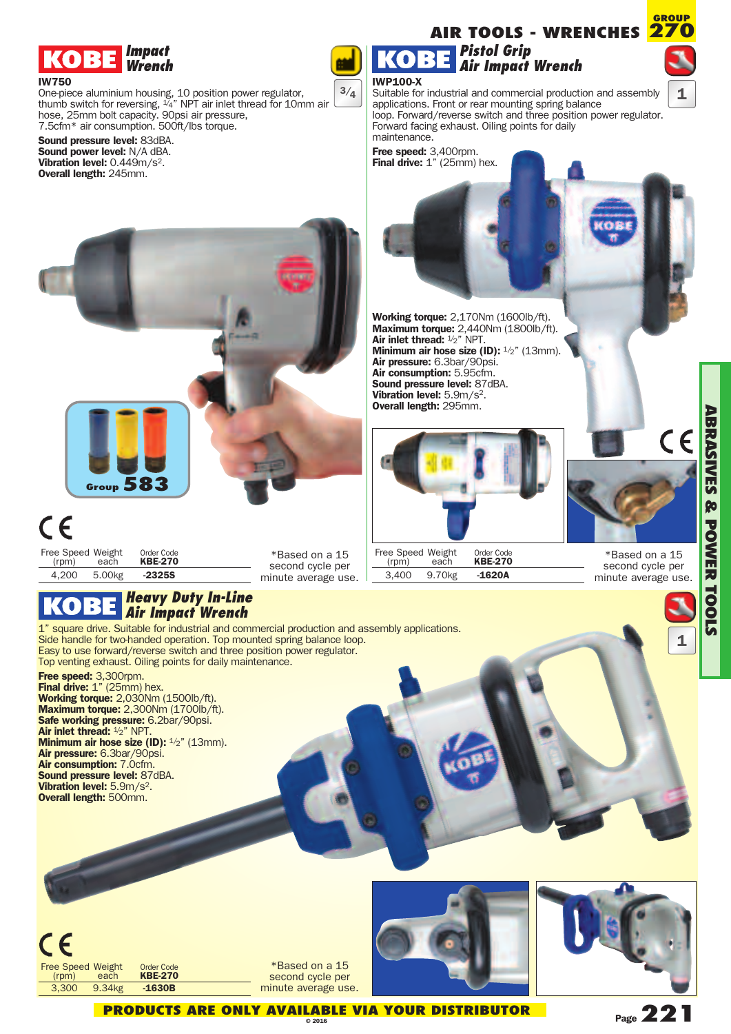# AIR TOOLS - WRENCHES

GROUP 270

## KOBE Impact Wrench

3/4

**IW750**

One-piece aluminium housing, 10 position power regulator, thumb switch for reversing, 1/4" NPT air inlet thread for 10mm air hose, 25mm bolt capacity. 90psi air pressure, 7.5cfm* air consumption. 500ft/lbs torque.

**Sound pressure level:** 83dBA.
**Sound power level:** N/A dBA.
**Vibration level:** 0.449m/s².
**Overall length:** 245mm.

Group 583

CE

| Free Speed (rpm) | Weight each | Order Code KBE-270 |
|---|---|---|
| 4,200 | 5.00kg | -2325S |

*Based on a 15 second cycle per minute average use.

## KOBE Pistol Grip Air Impact Wrench

1

**IWP100-X**

Suitable for industrial and commercial production and assembly applications. Front or rear mounting spring balance loop. Forward/reverse switch and three position power regulator. Forward facing exhaust. Oiling points for daily maintenance.

**Free speed:** 3,400rpm.
**Final drive:** 1" (25mm) hex.

**Working torque:** 2,170Nm (1600lb/ft).
**Maximum torque:** 2,440Nm (1800lb/ft).
**Air inlet thread:** 1/2" NPT.
**Minimum air hose size (ID):** 1/2" (13mm).
**Air pressure:** 6.3bar/90psi.
**Air consumption:** 5.95cfm.
**Sound pressure level:** 87dBA.
**Vibration level:** 5.9m/s².
**Overall length:** 295mm.

CE

| Free Speed (rpm) | Weight each | Order Code KBE-270 |
|---|---|---|
| 3,400 | 9.70kg | -1620A |

*Based on a 15 second cycle per minute average use.

## KOBE Heavy Duty In-Line Air Impact Wrench

1

1" square drive. Suitable for industrial and commercial production and assembly applications. Side handle for two-handed operation. Top mounted spring balance loop. Easy to use forward/reverse switch and three position power regulator. Top venting exhaust. Oiling points for daily maintenance.

**Free speed:** 3,300rpm.
**Final drive:** 1" (25mm) hex.
**Working torque:** 2,030Nm (1500lb/ft).
**Maximum torque:** 2,300Nm (1700lb/ft).
**Safe working pressure:** 6.2bar/90psi.
**Air inlet thread:** 1/2" NPT.
**Minimum air hose size (ID):** 1/2" (13mm).
**Air pressure:** 6.3bar/90psi.
**Air consumption:** 7.0cfm.
**Sound pressure level:** 87dBA.
**Vibration level:** 5.9m/s².
**Overall length:** 500mm.

CE

| Free Speed (rpm) | Weight each | Order Code KBE-270 |
|---|---|---|
| 3,300 | 9.34kg | -1630B |

*Based on a 15 second cycle per minute average use.

ABRASIVES & POWER TOOLS

PRODUCTS ARE ONLY AVAILABLE VIA YOUR DISTRIBUTOR

© 2016